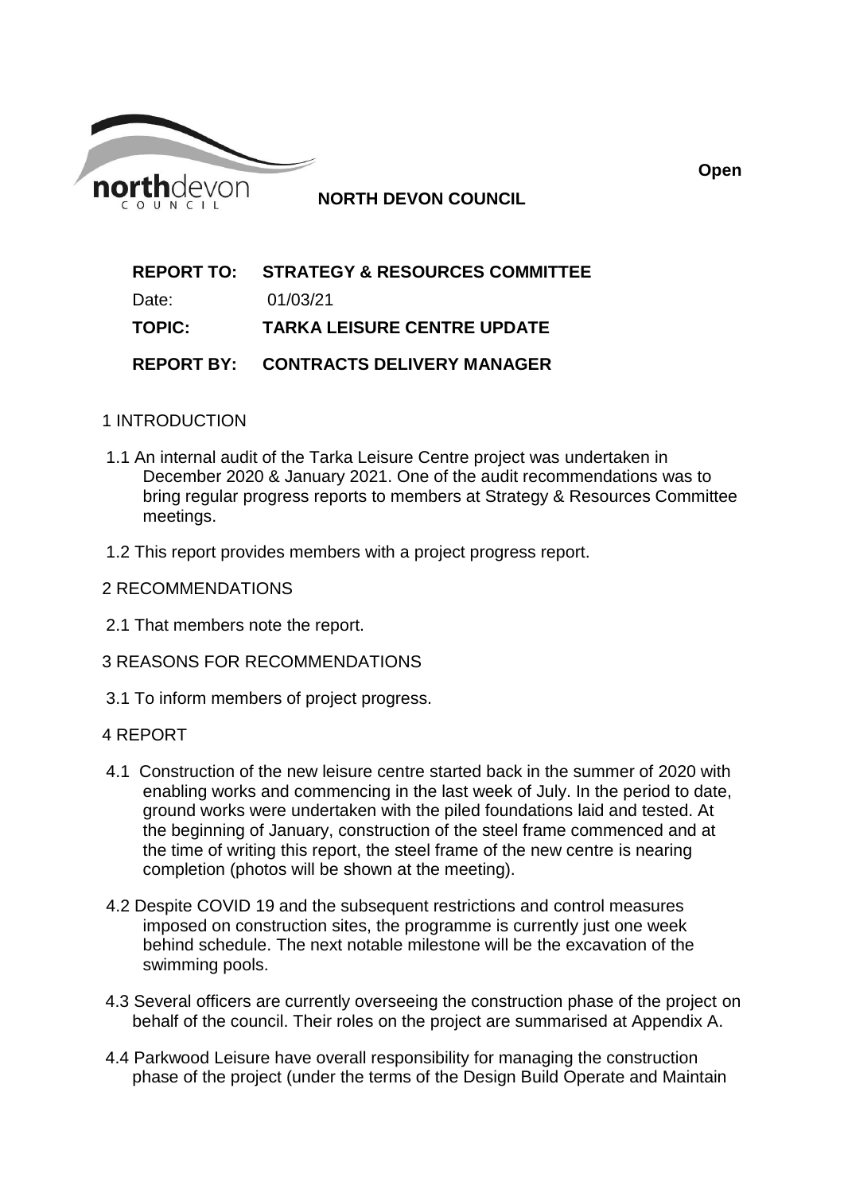**Open**

**NORTH DEVON COUNCIL**

**REPORT TO: STRATEGY & RESOURCES COMMITTEE**

Date: 01/03/21

**TOPIC: TARKA LEISURE CENTRE UPDATE**

**REPORT BY: CONTRACTS DELIVERY MANAGER**

## 1 INTRODUCTION

1.1 An internal audit of the Tarka Leisure Centre project was undertaken in December 2020 & January 2021. One of the audit recommendations was to bring regular progress reports to members at Strategy & Resources Committee meetings.

1.2 This report provides members with a project progress report.

## 2 RECOMMENDATIONS

2.1 That members note the report.

## 3 REASONS FOR RECOMMENDATIONS

3.1 To inform members of project progress.

## 4 REPORT

4.1 Construction of the new leisure centre started back in the summer of 2020 with enabling works and commencing in the last week of July. In the period to date, ground works were undertaken with the piled foundations laid and tested. At the beginning of January, construction of the steel frame commenced and at the time of writing this report, the steel frame of the new centre is nearing completion (photos will be shown at the meeting).

4.2 Despite COVID 19 and the subsequent restrictions and control measures imposed on construction sites, the programme is currently just one week behind schedule. The next notable milestone will be the excavation of the swimming pools.

4.3 Several officers are currently overseeing the construction phase of the project on behalf of the council. Their roles on the project are summarised at Appendix A.

4.4 Parkwood Leisure have overall responsibility for managing the construction phase of the project (under the terms of the Design Build Operate and Maintain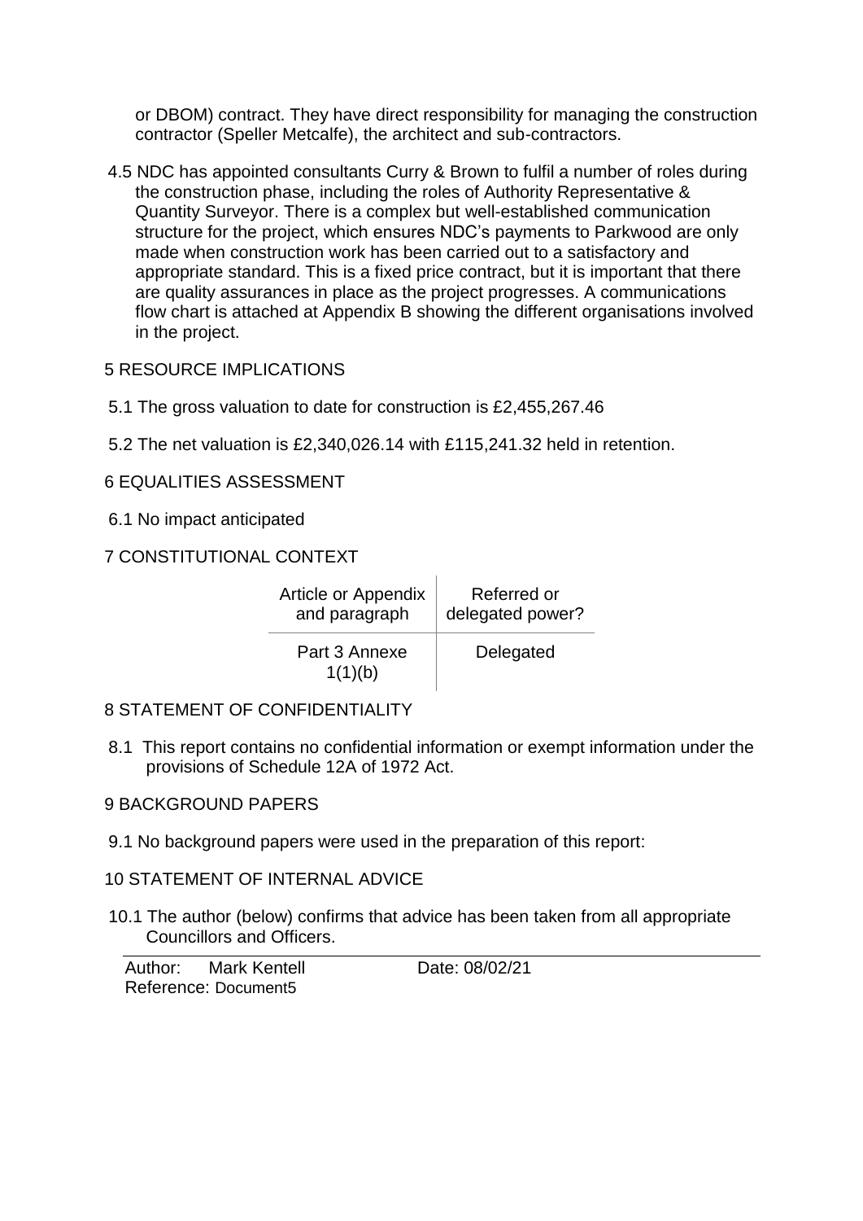or DBOM) contract. They have direct responsibility for managing the construction contractor (Speller Metcalfe), the architect and sub-contractors.

4.5 NDC has appointed consultants Curry & Brown to fulfil a number of roles during the construction phase, including the roles of Authority Representative & Quantity Surveyor. There is a complex but well-established communication structure for the project, which ensures NDC's payments to Parkwood are only made when construction work has been carried out to a satisfactory and appropriate standard. This is a fixed price contract, but it is important that there are quality assurances in place as the project progresses. A communications flow chart is attached at Appendix B showing the different organisations involved in the project.

## 5 RESOURCE IMPLICATIONS

5.1 The gross valuation to date for construction is £2,455,267.46

5.2 The net valuation is £2,340,026.14 with £115,241.32 held in retention.

## 6 EQUALITIES ASSESSMENT

6.1 No impact anticipated

## 7 CONSTITUTIONAL CONTEXT

| Article or Appendix and paragraph | Referred or delegated power? |
|---|---|
| Part 3 Annexe 1(1)(b) | Delegated |

## 8 STATEMENT OF CONFIDENTIALITY

8.1 This report contains no confidential information or exempt information under the provisions of Schedule 12A of 1972 Act.

## 9 BACKGROUND PAPERS

9.1 No background papers were used in the preparation of this report:

## 10 STATEMENT OF INTERNAL ADVICE

10.1 The author (below) confirms that advice has been taken from all appropriate Councillors and Officers.

Author: Mark Kentell Date: 08/02/21
Reference: Document5